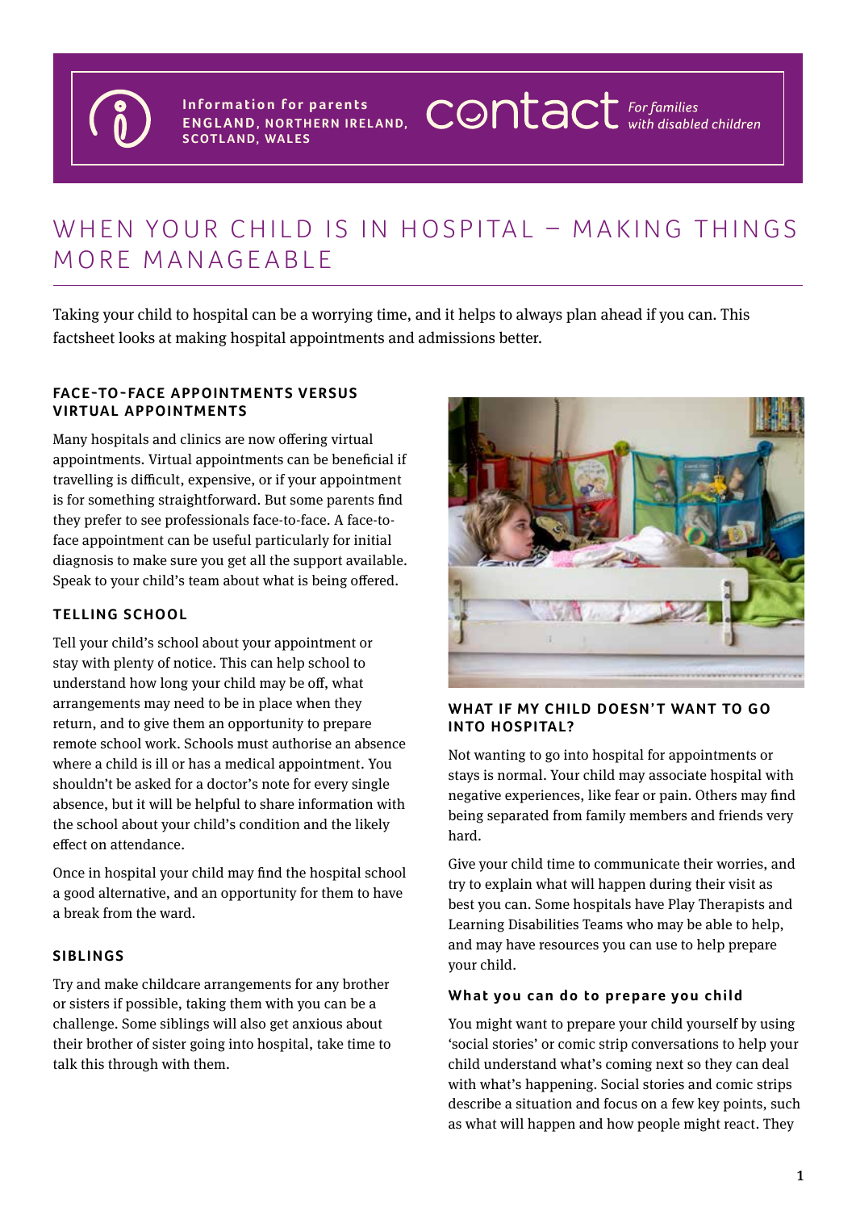Information for parents
ENGLAND, NORTHERN IRELAND, SCOTLAND, WALES

contact *For families with disabled children*

# WHEN YOUR CHILD IS IN HOSPITAL – MAKING THINGS MORE MANAGEABLE

Taking your child to hospital can be a worrying time, and it helps to always plan ahead if you can. This factsheet looks at making hospital appointments and admissions better.

## FACE-TO-FACE APPOINTMENTS VERSUS VIRTUAL APPOINTMENTS

Many hospitals and clinics are now offering virtual appointments. Virtual appointments can be beneficial if travelling is difficult, expensive, or if your appointment is for something straightforward. But some parents find they prefer to see professionals face-to-face. A face-to-face appointment can be useful particularly for initial diagnosis to make sure you get all the support available. Speak to your child's team about what is being offered.

## TELLING SCHOOL

Tell your child's school about your appointment or stay with plenty of notice. This can help school to understand how long your child may be off, what arrangements may need to be in place when they return, and to give them an opportunity to prepare remote school work. Schools must authorise an absence where a child is ill or has a medical appointment. You shouldn't be asked for a doctor's note for every single absence, but it will be helpful to share information with the school about your child's condition and the likely effect on attendance.

Once in hospital your child may find the hospital school a good alternative, and an opportunity for them to have a break from the ward.

## SIBLINGS

Try and make childcare arrangements for any brother or sisters if possible, taking them with you can be a challenge. Some siblings will also get anxious about their brother of sister going into hospital, take time to talk this through with them.

## WHAT IF MY CHILD DOESN'T WANT TO GO INTO HOSPITAL?

Not wanting to go into hospital for appointments or stays is normal. Your child may associate hospital with negative experiences, like fear or pain. Others may find being separated from family members and friends very hard.

Give your child time to communicate their worries, and try to explain what will happen during their visit as best you can. Some hospitals have Play Therapists and Learning Disabilities Teams who may be able to help, and may have resources you can use to help prepare your child.

### What you can do to prepare you child

You might want to prepare your child yourself by using 'social stories' or comic strip conversations to help your child understand what's coming next so they can deal with what's happening. Social stories and comic strips describe a situation and focus on a few key points, such as what will happen and how people might react. They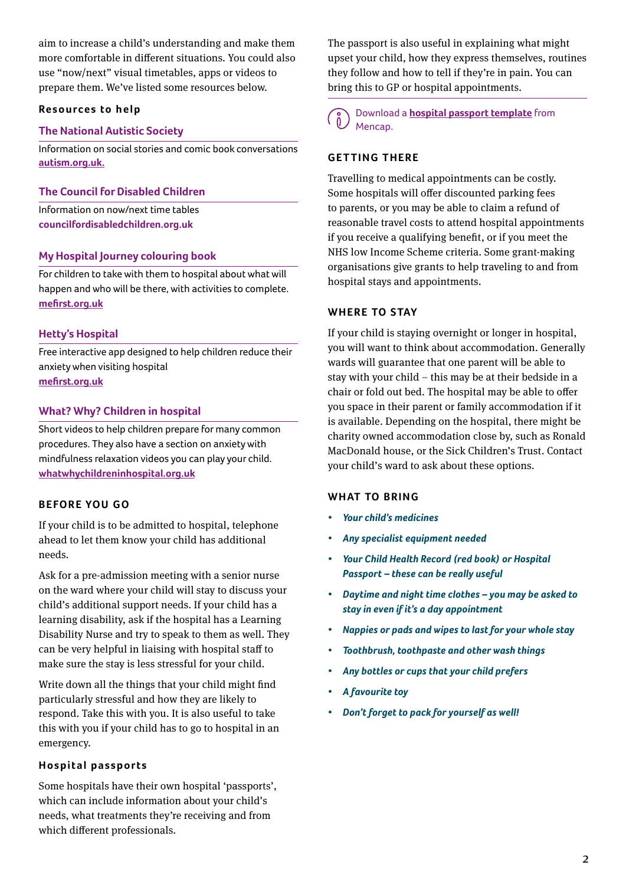aim to increase a child's understanding and make them more comfortable in different situations. You could also use "now/next" visual timetables, apps or videos to prepare them. We've listed some resources below.

### Resources to help

**The National Autistic Society**

Information on social stories and comic book conversations
autism.org.uk.

**The Council for Disabled Children**

Information on now/next time tables
councilfordisabledchildren.org.uk

**My Hospital Journey colouring book**

For children to take with them to hospital about what will happen and who will be there, with activities to complete.
mefirst.org.uk

**Hetty's Hospital**

Free interactive app designed to help children reduce their anxiety when visiting hospital
mefirst.org.uk

**What? Why? Children in hospital**

Short videos to help children prepare for many common procedures. They also have a section on anxiety with mindfulness relaxation videos you can play your child.
whatwhychildreninhospital.org.uk

## BEFORE YOU GO

If your child is to be admitted to hospital, telephone ahead to let them know your child has additional needs.

Ask for a pre-admission meeting with a senior nurse on the ward where your child will stay to discuss your child's additional support needs. If your child has a learning disability, ask if the hospital has a Learning Disability Nurse and try to speak to them as well. They can be very helpful in liaising with hospital staff to make sure the stay is less stressful for your child.

Write down all the things that your child might find particularly stressful and how they are likely to respond. Take this with you. It is also useful to take this with you if your child has to go to hospital in an emergency.

### Hospital passports

Some hospitals have their own hospital 'passports', which can include information about your child's needs, what treatments they're receiving and from which different professionals.

The passport is also useful in explaining what might upset your child, how they express themselves, routines they follow and how to tell if they're in pain. You can bring this to GP or hospital appointments.

Download a **hospital passport template** from Mencap.

## GETTING THERE

Travelling to medical appointments can be costly. Some hospitals will offer discounted parking fees to parents, or you may be able to claim a refund of reasonable travel costs to attend hospital appointments if you receive a qualifying benefit, or if you meet the NHS low Income Scheme criteria. Some grant-making organisations give grants to help traveling to and from hospital stays and appointments.

## WHERE TO STAY

If your child is staying overnight or longer in hospital, you will want to think about accommodation. Generally wards will guarantee that one parent will be able to stay with your child – this may be at their bedside in a chair or fold out bed. The hospital may be able to offer you space in their parent or family accommodation if it is available. Depending on the hospital, there might be charity owned accommodation close by, such as Ronald MacDonald house, or the Sick Children's Trust. Contact your child's ward to ask about these options.

## WHAT TO BRING

- *Your child's medicines*
- *Any specialist equipment needed*
- *Your Child Health Record (red book) or Hospital Passport – these can be really useful*
- *Daytime and night time clothes – you may be asked to stay in even if it's a day appointment*
- *Nappies or pads and wipes to last for your whole stay*
- *Toothbrush, toothpaste and other wash things*
- *Any bottles or cups that your child prefers*
- *A favourite toy*
- *Don't forget to pack for yourself as well!*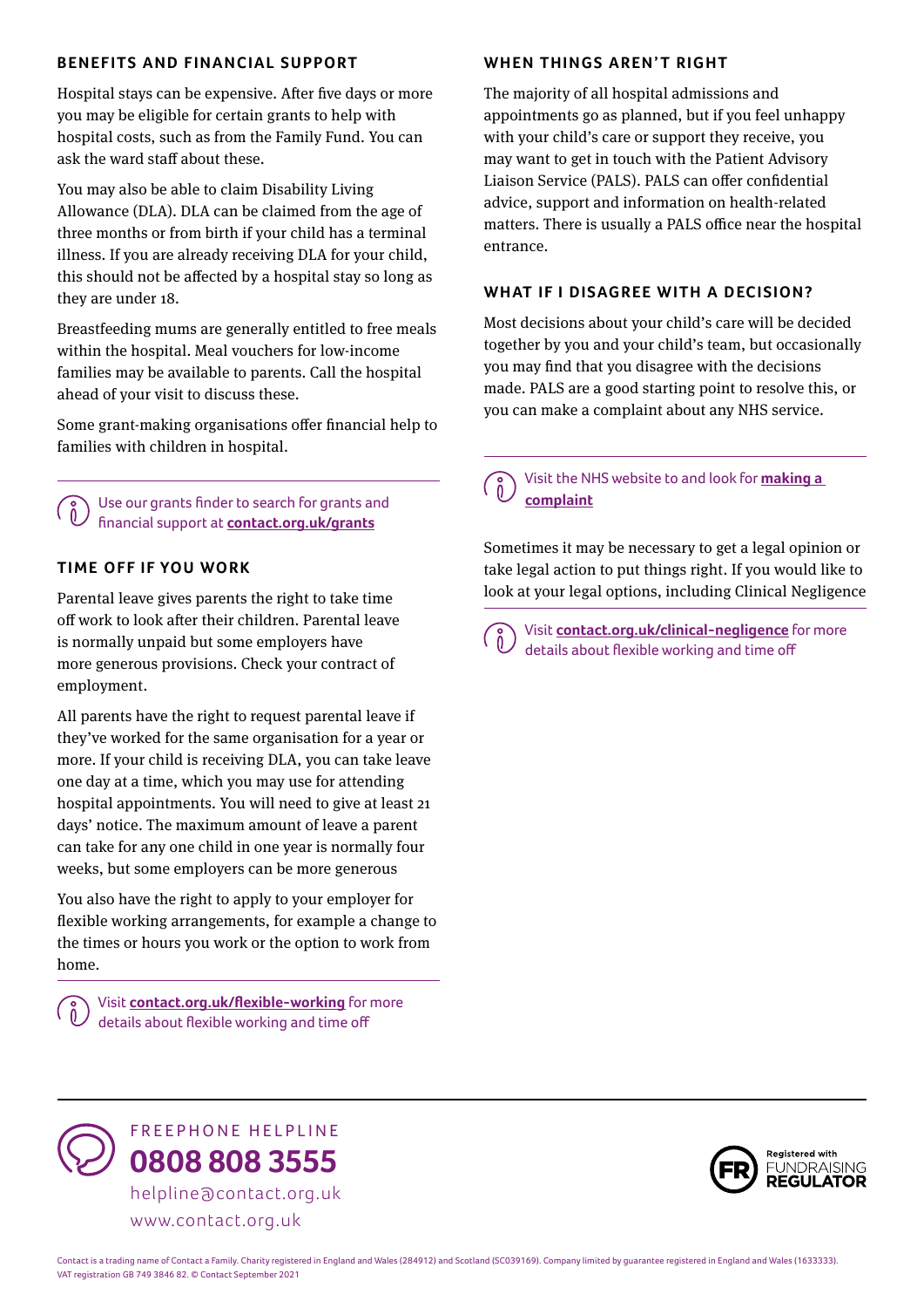## BENEFITS AND FINANCIAL SUPPORT

Hospital stays can be expensive. After five days or more you may be eligible for certain grants to help with hospital costs, such as from the Family Fund. You can ask the ward staff about these.

You may also be able to claim Disability Living Allowance (DLA). DLA can be claimed from the age of three months or from birth if your child has a terminal illness. If you are already receiving DLA for your child, this should not be affected by a hospital stay so long as they are under 18.

Breastfeeding mums are generally entitled to free meals within the hospital. Meal vouchers for low-income families may be available to parents. Call the hospital ahead of your visit to discuss these.

Some grant-making organisations offer financial help to families with children in hospital.

Use our grants finder to search for grants and financial support at **contact.org.uk/grants**

## TIME OFF IF YOU WORK

Parental leave gives parents the right to take time off work to look after their children. Parental leave is normally unpaid but some employers have more generous provisions. Check your contract of employment.

All parents have the right to request parental leave if they've worked for the same organisation for a year or more. If your child is receiving DLA, you can take leave one day at a time, which you may use for attending hospital appointments. You will need to give at least 21 days' notice. The maximum amount of leave a parent can take for any one child in one year is normally four weeks, but some employers can be more generous

You also have the right to apply to your employer for flexible working arrangements, for example a change to the times or hours you work or the option to work from home.

Visit **contact.org.uk/flexible-working** for more details about flexible working and time off

## WHEN THINGS AREN'T RIGHT

The majority of all hospital admissions and appointments go as planned, but if you feel unhappy with your child's care or support they receive, you may want to get in touch with the Patient Advisory Liaison Service (PALS). PALS can offer confidential advice, support and information on health-related matters. There is usually a PALS office near the hospital entrance.

## WHAT IF I DISAGREE WITH A DECISION?

Most decisions about your child's care will be decided together by you and your child's team, but occasionally you may find that you disagree with the decisions made. PALS are a good starting point to resolve this, or you can make a complaint about any NHS service.

Visit the NHS website to and look for **making a complaint**

Sometimes it may be necessary to get a legal opinion or take legal action to put things right. If you would like to look at your legal options, including Clinical Negligence

Visit **contact.org.uk/clinical-negligence** for more details about flexible working and time off

FREEPHONE HELPLINE
**0808 808 3555**
helpline@contact.org.uk
www.contact.org.uk

Registered with FUNDRAISING REGULATOR

Contact is a trading name of Contact a Family. Charity registered in England and Wales (284912) and Scotland (SC039169). Company limited by guarantee registered in England and Wales (1633333). VAT registration GB 749 3846 82. © Contact September 2021